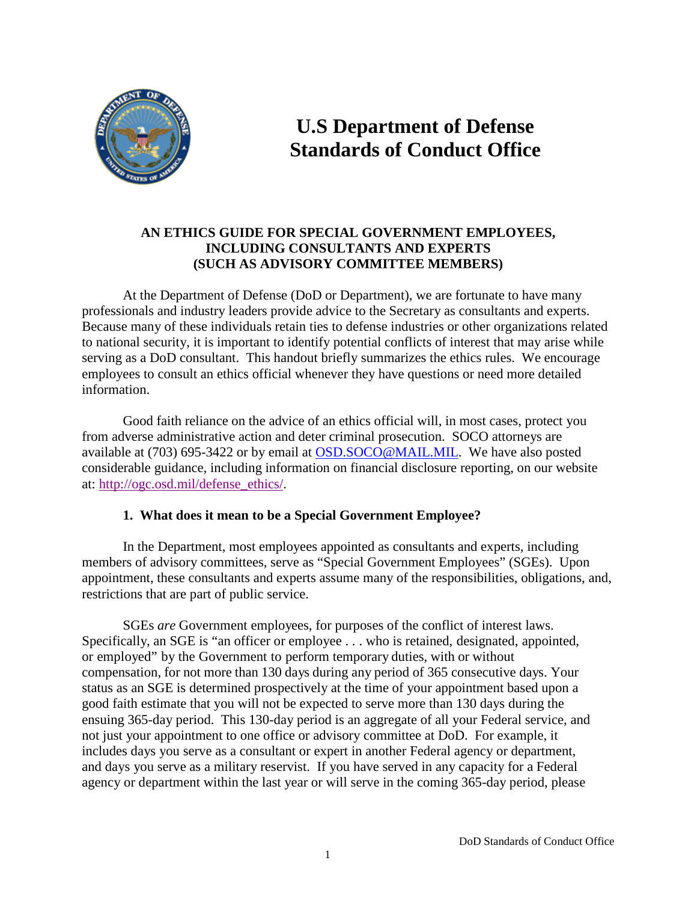# U.S Department of Defense Standards of Conduct Office

**AN ETHICS GUIDE FOR SPECIAL GOVERNMENT EMPLOYEES, INCLUDING CONSULTANTS AND EXPERTS (SUCH AS ADVISORY COMMITTEE MEMBERS)**

At the Department of Defense (DoD or Department), we are fortunate to have many professionals and industry leaders provide advice to the Secretary as consultants and experts. Because many of these individuals retain ties to defense industries or other organizations related to national security, it is important to identify potential conflicts of interest that may arise while serving as a DoD consultant. This handout briefly summarizes the ethics rules. We encourage employees to consult an ethics official whenever they have questions or need more detailed information.

Good faith reliance on the advice of an ethics official will, in most cases, protect you from adverse administrative action and deter criminal prosecution. SOCO attorneys are available at (703) 695-3422 or by email at [OSD.SOCO@MAIL.MIL](mailto:OSD.SOCO@MAIL.MIL). We have also posted considerable guidance, including information on financial disclosure reporting, on our website at: [http://ogc.osd.mil/defense_ethics/](http://ogc.osd.mil/defense_ethics/).

### 1. What does it mean to be a Special Government Employee?

In the Department, most employees appointed as consultants and experts, including members of advisory committees, serve as "Special Government Employees" (SGEs). Upon appointment, these consultants and experts assume many of the responsibilities, obligations, and, restrictions that are part of public service.

SGEs *are* Government employees, for purposes of the conflict of interest laws. Specifically, an SGE is "an officer or employee . . . who is retained, designated, appointed, or employed" by the Government to perform temporary duties, with or without compensation, for not more than 130 days during any period of 365 consecutive days. Your status as an SGE is determined prospectively at the time of your appointment based upon a good faith estimate that you will not be expected to serve more than 130 days during the ensuing 365-day period. This 130-day period is an aggregate of all your Federal service, and not just your appointment to one office or advisory committee at DoD. For example, it includes days you serve as a consultant or expert in another Federal agency or department, and days you serve as a military reservist. If you have served in any capacity for a Federal agency or department within the last year or will serve in the coming 365-day period, please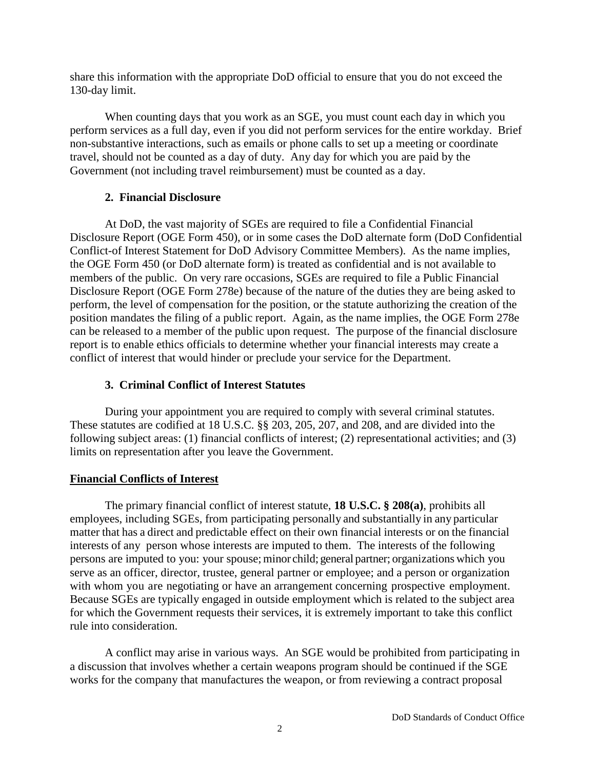share this information with the appropriate DoD official to ensure that you do not exceed the 130-day limit.

When counting days that you work as an SGE, you must count each day in which you perform services as a full day, even if you did not perform services for the entire workday. Brief non-substantive interactions, such as emails or phone calls to set up a meeting or coordinate travel, should not be counted as a day of duty. Any day for which you are paid by the Government (not including travel reimbursement) must be counted as a day.

### 2. Financial Disclosure

At DoD, the vast majority of SGEs are required to file a Confidential Financial Disclosure Report (OGE Form 450), or in some cases the DoD alternate form (DoD Confidential Conflict-of Interest Statement for DoD Advisory Committee Members). As the name implies, the OGE Form 450 (or DoD alternate form) is treated as confidential and is not available to members of the public. On very rare occasions, SGEs are required to file a Public Financial Disclosure Report (OGE Form 278e) because of the nature of the duties they are being asked to perform, the level of compensation for the position, or the statute authorizing the creation of the position mandates the filing of a public report. Again, as the name implies, the OGE Form 278e can be released to a member of the public upon request. The purpose of the financial disclosure report is to enable ethics officials to determine whether your financial interests may create a conflict of interest that would hinder or preclude your service for the Department.

### 3. Criminal Conflict of Interest Statutes

During your appointment you are required to comply with several criminal statutes. These statutes are codified at 18 U.S.C. §§ 203, 205, 207, and 208, and are divided into the following subject areas: (1) financial conflicts of interest; (2) representational activities; and (3) limits on representation after you leave the Government.

#### Financial Conflicts of Interest

The primary financial conflict of interest statute, **18 U.S.C. § 208(a)**, prohibits all employees, including SGEs, from participating personally and substantially in any particular matter that has a direct and predictable effect on their own financial interests or on the financial interests of any person whose interests are imputed to them. The interests of the following persons are imputed to you: your spouse; minor child; general partner; organizations which you serve as an officer, director, trustee, general partner or employee; and a person or organization with whom you are negotiating or have an arrangement concerning prospective employment. Because SGEs are typically engaged in outside employment which is related to the subject area for which the Government requests their services, it is extremely important to take this conflict rule into consideration.

A conflict may arise in various ways. An SGE would be prohibited from participating in a discussion that involves whether a certain weapons program should be continued if the SGE works for the company that manufactures the weapon, or from reviewing a contract proposal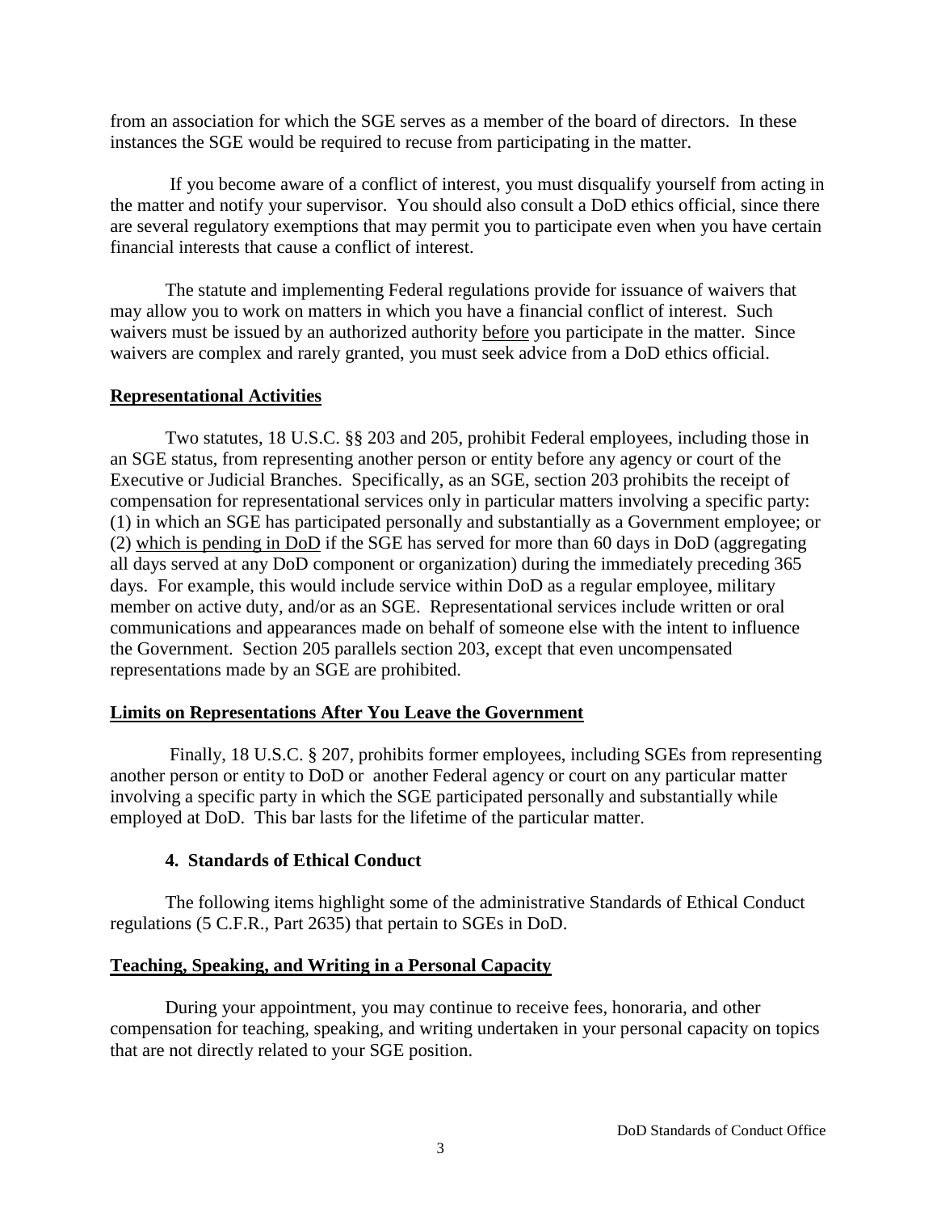from an association for which the SGE serves as a member of the board of directors. In these instances the SGE would be required to recuse from participating in the matter.

If you become aware of a conflict of interest, you must disqualify yourself from acting in the matter and notify your supervisor. You should also consult a DoD ethics official, since there are several regulatory exemptions that may permit you to participate even when you have certain financial interests that cause a conflict of interest.

The statute and implementing Federal regulations provide for issuance of waivers that may allow you to work on matters in which you have a financial conflict of interest. Such waivers must be issued by an authorized authority <u>before</u> you participate in the matter. Since waivers are complex and rarely granted, you must seek advice from a DoD ethics official.

**<u>Representational Activities</u>**

Two statutes, 18 U.S.C. §§ 203 and 205, prohibit Federal employees, including those in an SGE status, from representing another person or entity before any agency or court of the Executive or Judicial Branches. Specifically, as an SGE, section 203 prohibits the receipt of compensation for representational services only in particular matters involving a specific party: (1) in which an SGE has participated personally and substantially as a Government employee; or (2) <u>which is pending in DoD</u> if the SGE has served for more than 60 days in DoD (aggregating all days served at any DoD component or organization) during the immediately preceding 365 days. For example, this would include service within DoD as a regular employee, military member on active duty, and/or as an SGE. Representational services include written or oral communications and appearances made on behalf of someone else with the intent to influence the Government. Section 205 parallels section 203, except that even uncompensated representations made by an SGE are prohibited.

**<u>Limits on Representations After You Leave the Government</u>**

Finally, 18 U.S.C. § 207, prohibits former employees, including SGEs from representing another person or entity to DoD or another Federal agency or court on any particular matter involving a specific party in which the SGE participated personally and substantially while employed at DoD. This bar lasts for the lifetime of the particular matter.

## 4. Standards of Ethical Conduct

The following items highlight some of the administrative Standards of Ethical Conduct regulations (5 C.F.R., Part 2635) that pertain to SGEs in DoD.

**<u>Teaching, Speaking, and Writing in a Personal Capacity</u>**

During your appointment, you may continue to receive fees, honoraria, and other compensation for teaching, speaking, and writing undertaken in your personal capacity on topics that are not directly related to your SGE position.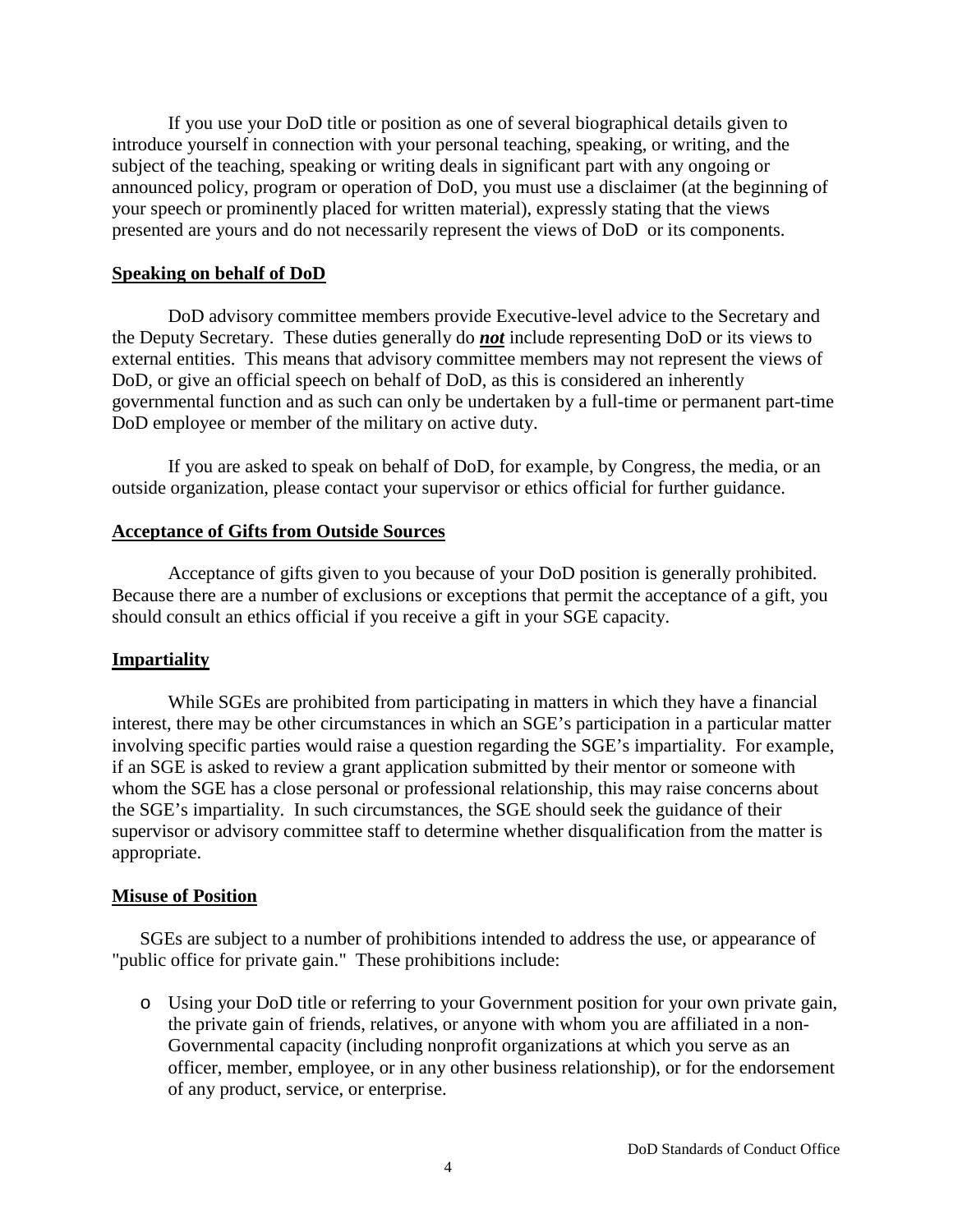If you use your DoD title or position as one of several biographical details given to introduce yourself in connection with your personal teaching, speaking, or writing, and the subject of the teaching, speaking or writing deals in significant part with any ongoing or announced policy, program or operation of DoD, you must use a disclaimer (at the beginning of your speech or prominently placed for written material), expressly stating that the views presented are yours and do not necessarily represent the views of DoD or its components.

## Speaking on behalf of DoD

DoD advisory committee members provide Executive-level advice to the Secretary and the Deputy Secretary. These duties generally do ***not*** include representing DoD or its views to external entities. This means that advisory committee members may not represent the views of DoD, or give an official speech on behalf of DoD, as this is considered an inherently governmental function and as such can only be undertaken by a full-time or permanent part-time DoD employee or member of the military on active duty.

If you are asked to speak on behalf of DoD, for example, by Congress, the media, or an outside organization, please contact your supervisor or ethics official for further guidance.

## Acceptance of Gifts from Outside Sources

Acceptance of gifts given to you because of your DoD position is generally prohibited. Because there are a number of exclusions or exceptions that permit the acceptance of a gift, you should consult an ethics official if you receive a gift in your SGE capacity.

## Impartiality

While SGEs are prohibited from participating in matters in which they have a financial interest, there may be other circumstances in which an SGE's participation in a particular matter involving specific parties would raise a question regarding the SGE's impartiality. For example, if an SGE is asked to review a grant application submitted by their mentor or someone with whom the SGE has a close personal or professional relationship, this may raise concerns about the SGE's impartiality. In such circumstances, the SGE should seek the guidance of their supervisor or advisory committee staff to determine whether disqualification from the matter is appropriate.

## Misuse of Position

SGEs are subject to a number of prohibitions intended to address the use, or appearance of "public office for private gain." These prohibitions include:

- Using your DoD title or referring to your Government position for your own private gain, the private gain of friends, relatives, or anyone with whom you are affiliated in a non-Governmental capacity (including nonprofit organizations at which you serve as an officer, member, employee, or in any other business relationship), or for the endorsement of any product, service, or enterprise.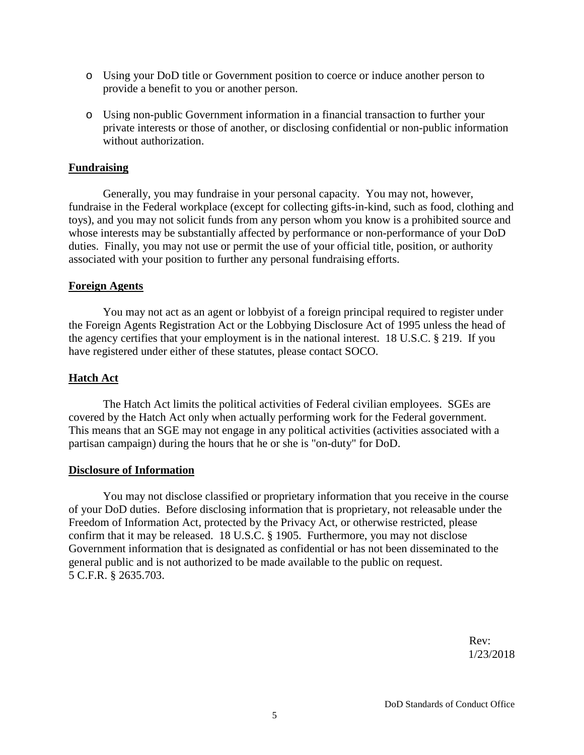- Using your DoD title or Government position to coerce or induce another person to provide a benefit to you or another person.
- Using non-public Government information in a financial transaction to further your private interests or those of another, or disclosing confidential or non-public information without authorization.

**Fundraising**

Generally, you may fundraise in your personal capacity. You may not, however, fundraise in the Federal workplace (except for collecting gifts-in-kind, such as food, clothing and toys), and you may not solicit funds from any person whom you know is a prohibited source and whose interests may be substantially affected by performance or non-performance of your DoD duties. Finally, you may not use or permit the use of your official title, position, or authority associated with your position to further any personal fundraising efforts.

**Foreign Agents**

You may not act as an agent or lobbyist of a foreign principal required to register under the Foreign Agents Registration Act or the Lobbying Disclosure Act of 1995 unless the head of the agency certifies that your employment is in the national interest. 18 U.S.C. § 219. If you have registered under either of these statutes, please contact SOCO.

**Hatch Act**

The Hatch Act limits the political activities of Federal civilian employees. SGEs are covered by the Hatch Act only when actually performing work for the Federal government. This means that an SGE may not engage in any political activities (activities associated with a partisan campaign) during the hours that he or she is "on-duty" for DoD.

**Disclosure of Information**

You may not disclose classified or proprietary information that you receive in the course of your DoD duties. Before disclosing information that is proprietary, not releasable under the Freedom of Information Act, protected by the Privacy Act, or otherwise restricted, please confirm that it may be released. 18 U.S.C. § 1905. Furthermore, you may not disclose Government information that is designated as confidential or has not been disseminated to the general public and is not authorized to be made available to the public on request. 5 C.F.R. § 2635.703.

Rev:
1/23/2018